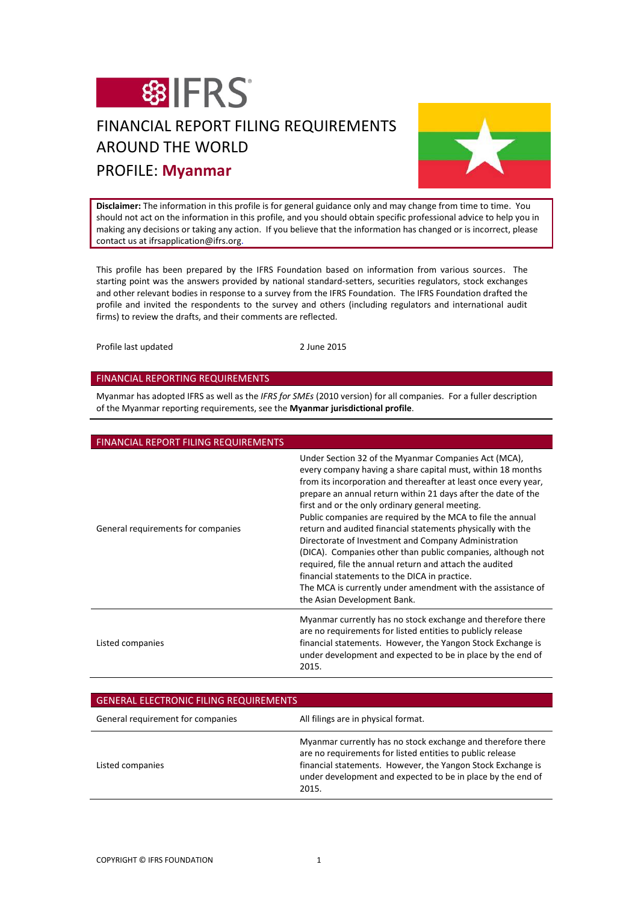# IFRS

# FINANCIAL REPORT FILING REQUIREMENTS AROUND THE WORLD

## PROFILE: **Myanmar**

**Disclaimer:** The information in this profile is for general guidance only and may change from time to time. You should not act on the information in this profile, and you should obtain specific professional advice to help you in making any decisions or taking any action. If you believe that the information has changed or is incorrect, please contact us at ifrsapplication@ifrs.org.

This profile has been prepared by the IFRS Foundation based on information from various sources. The starting point was the answers provided by national standard-setters, securities regulators, stock exchanges and other relevant bodies in response to a survey from the IFRS Foundation. The IFRS Foundation drafted the profile and invited the respondents to the survey and others (including regulators and international audit firms) to review the drafts, and their comments are reflected.

| | |
|---|---|
| Profile last updated | 2 June 2015 |

## FINANCIAL REPORTING REQUIREMENTS

Myanmar has adopted IFRS as well as the *IFRS for SMEs* (2010 version) for all companies. For a fuller description of the Myanmar reporting requirements, see the **Myanmar jurisdictional profile**.

## FINANCIAL REPORT FILING REQUIREMENTS

| | |
|---|---|
| General requirements for companies | Under Section 32 of the Myanmar Companies Act (MCA), every company having a share capital must, within 18 months from its incorporation and thereafter at least once every year, prepare an annual return within 21 days after the date of the first and or the only ordinary general meeting.<br>Public companies are required by the MCA to file the annual return and audited financial statements physically with the Directorate of Investment and Company Administration (DICA). Companies other than public companies, although not required, file the annual return and attach the audited financial statements to the DICA in practice.<br>The MCA is currently under amendment with the assistance of the Asian Development Bank. |
| Listed companies | Myanmar currently has no stock exchange and therefore there are no requirements for listed entities to publicly release financial statements. However, the Yangon Stock Exchange is under development and expected to be in place by the end of 2015. |

## GENERAL ELECTRONIC FILING REQUIREMENTS

| | |
|---|---|
| General requirement for companies | All filings are in physical format. |
| Listed companies | Myanmar currently has no stock exchange and therefore there are no requirements for listed entities to public release financial statements. However, the Yangon Stock Exchange is under development and expected to be in place by the end of 2015. |

COPYRIGHT © IFRS FOUNDATION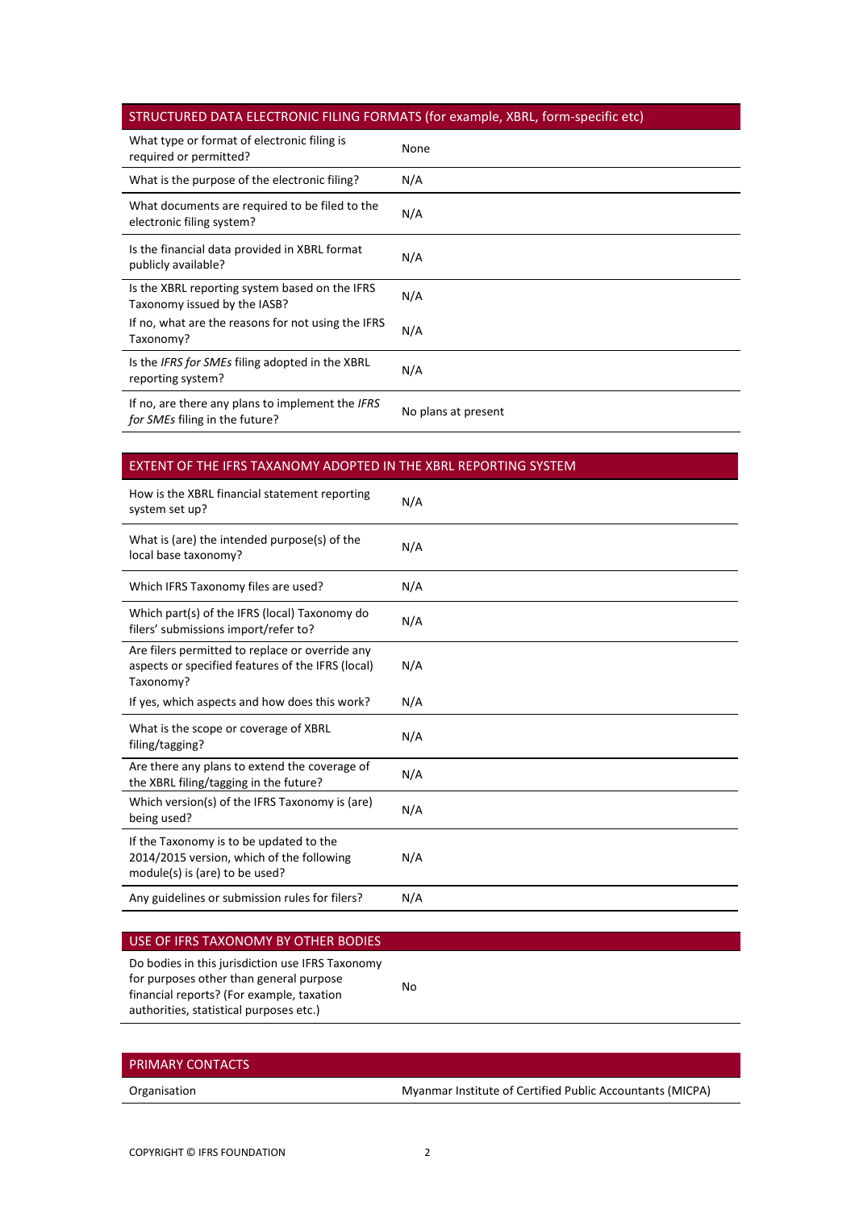| STRUCTURED DATA ELECTRONIC FILING FORMATS (for example, XBRL, form-specific etc) | |
|---|---|
| What type or format of electronic filing is required or permitted? | None |
| What is the purpose of the electronic filing? | N/A |
| What documents are required to be filed to the electronic filing system? | N/A |
| Is the financial data provided in XBRL format publicly available? | N/A |
| Is the XBRL reporting system based on the IFRS Taxonomy issued by the IASB? | N/A |
| If no, what are the reasons for not using the IFRS Taxonomy? | N/A |
| Is the *IFRS for SMEs* filing adopted in the XBRL reporting system? | N/A |
| If no, are there any plans to implement the *IFRS for SMEs* filing in the future? | No plans at present |

| EXTENT OF THE IFRS TAXONOMY ADOPTED IN THE XBRL REPORTING SYSTEM | |
|---|---|
| How is the XBRL financial statement reporting system set up? | N/A |
| What is (are) the intended purpose(s) of the local base taxonomy? | N/A |
| Which IFRS Taxonomy files are used? | N/A |
| Which part(s) of the IFRS (local) Taxonomy do filers' submissions import/refer to? | N/A |
| Are filers permitted to replace or override any aspects or specified features of the IFRS (local) Taxonomy? | N/A |
| If yes, which aspects and how does this work? | N/A |
| What is the scope or coverage of XBRL filing/tagging? | N/A |
| Are there any plans to extend the coverage of the XBRL filing/tagging in the future? | N/A |
| Which version(s) of the IFRS Taxonomy is (are) being used? | N/A |
| If the Taxonomy is to be updated to the 2014/2015 version, which of the following module(s) is (are) to be used? | N/A |
| Any guidelines or submission rules for filers? | N/A |

| USE OF IFRS TAXONOMY BY OTHER BODIES | |
|---|---|
| Do bodies in this jurisdiction use IFRS Taxonomy for purposes other than general purpose financial reports? (For example, taxation authorities, statistical purposes etc.) | No |

| PRIMARY CONTACTS | |
|---|---|
| Organisation | Myanmar Institute of Certified Public Accountants (MICPA) |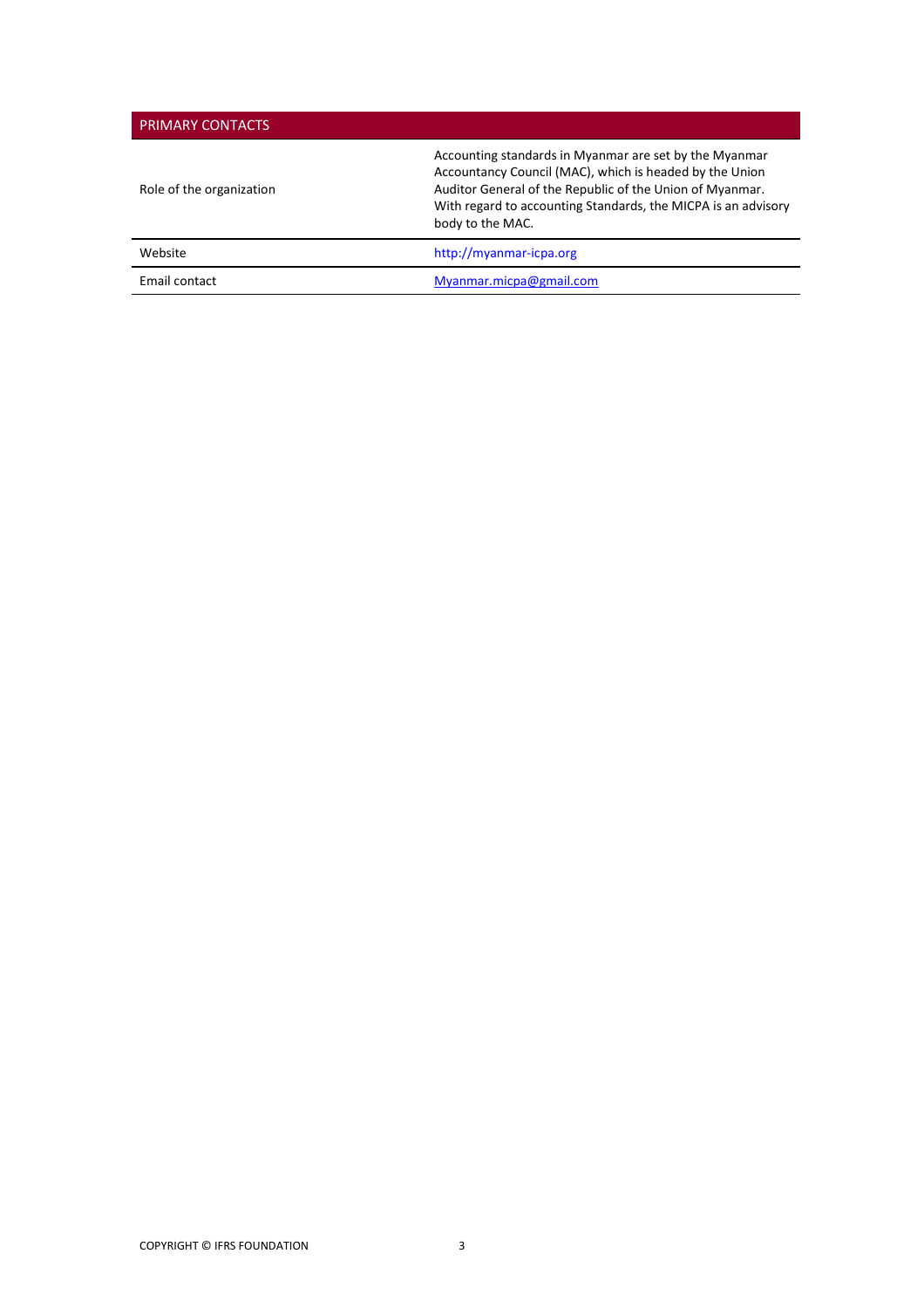| PRIMARY CONTACTS | |
|---|---|
| Role of the organization | Accounting standards in Myanmar are set by the Myanmar Accountancy Council (MAC), which is headed by the Union Auditor General of the Republic of the Union of Myanmar. With regard to accounting Standards, the MICPA is an advisory body to the MAC. |
| Website | http://myanmar-icpa.org |
| Email contact | Myanmar.micpa@gmail.com |